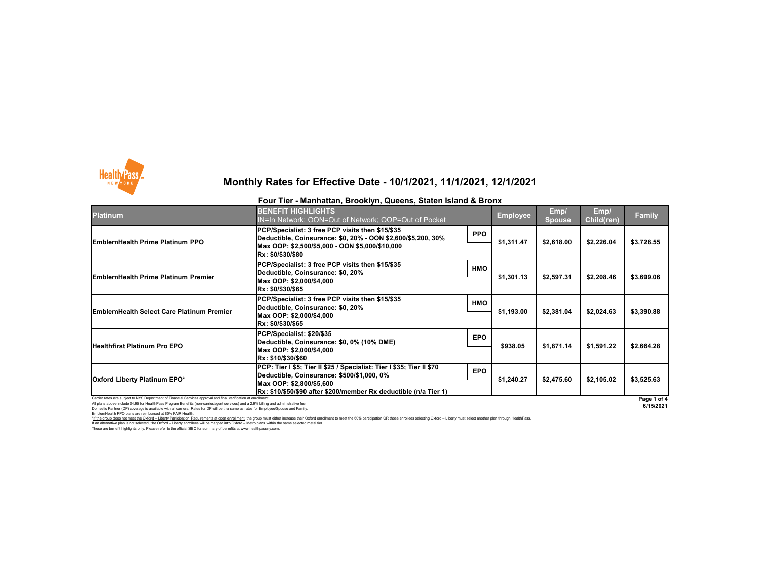# Monthly Rates for Effective Date - 10/1/2021, 11/1/2021, 12/1/2021

## Four Tier - Manhattan, Brooklyn, Queens, Staten Island & Bronx

| Platinum | BENEFIT HIGHLIGHTS<br>IN=In Network; OON=Out of Network; OOP=Out of Pocket | | Employee | Emp/ Spouse | Emp/ Child(ren) | Family |
|---|---|---|---|---|---|---|
| EmblemHealth Prime Platinum PPO | PCP/Specialist: 3 free PCP visits then $15/$35<br>Deductible, Coinsurance: $0, 20% - OON $2,600/$5,200, 30%<br>Max OOP: $2,500/$5,000 - OON $5,000/$10,000<br>Rx: $0/$30/$80 | PPO | $1,311.47 | $2,618.00 | $2,226.04 | $3,728.55 |
| EmblemHealth Prime Platinum Premier | PCP/Specialist: 3 free PCP visits then $15/$35<br>Deductible, Coinsurance: $0, 20%<br>Max OOP: $2,000/$4,000<br>Rx: $0/$30/$65 | HMO | $1,301.13 | $2,597.31 | $2,208.46 | $3,699.06 |
| EmblemHealth Select Care Platinum Premier | PCP/Specialist: 3 free PCP visits then $15/$35<br>Deductible, Coinsurance: $0, 20%<br>Max OOP: $2,000/$4,000<br>Rx: $0/$30/$65 | HMO | $1,193.00 | $2,381.04 | $2,024.63 | $3,390.88 |
| Healthfirst Platinum Pro EPO | PCP/Specialist: $20/$35<br>Deductible, Coinsurance: $0, 0% (10% DME)<br>Max OOP: $2,000/$4,000<br>Rx: $10/$30/$60 | EPO | $938.05 | $1,871.14 | $1,591.22 | $2,664.28 |
| Oxford Liberty Platinum EPO* | PCP: Tier I $5; Tier II $25 / Specialist: Tier I $35; Tier II $70<br>Deductible, Coinsurance: $500/$1,000, 0%<br>Max OOP: $2,800/$5,600<br>Rx: $10/$50/$90 after $200/member Rx deductible (n/a Tier 1) | EPO | $1,240.27 | $2,475.60 | $2,105.02 | $3,525.63 |

Carrier rates are subject to NYS Department of Financial Services approval and final verification at enrollment.

All plans above include $4.95 for HealthPass Program Benefits (non-carrier/agent services) and a 2.9% billing and administrative fee.

Domestic Partner (DP) coverage is available with all carriers. Rates for DP will be the same as rates for Employee/Spouse and Family.

EmblemHealth PPO plans are reimbursed at 80% FAIR Health.

*If the group does not meet the Oxford – Liberty Participation Requirements at open enrollment: the group must either increase their Oxford enrollment to meet the 60% participation OR those enrollees selecting Oxford – Liberty must select another plan through HealthPass. If an alternative plan is not selected, the Oxford – Liberty enrollees will be mapped into Oxford – Metro plans within the same selected metal tier.

These are benefit highlights only. Please refer to the official SBC for summary of benefits at www.healthpassny.com.

6/15/2021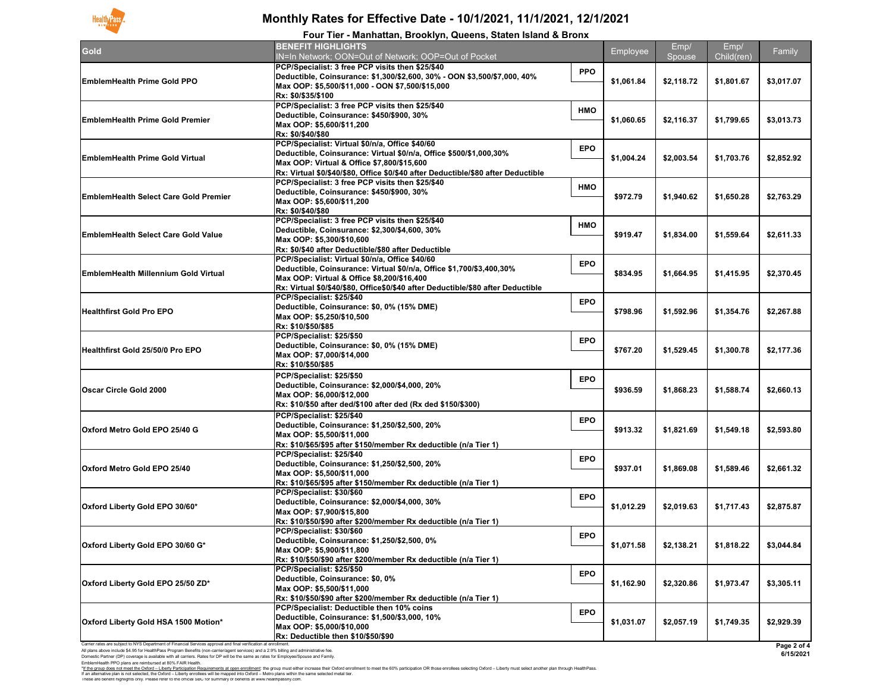# Monthly Rates for Effective Date - 10/1/2021, 11/1/2021, 12/1/2021

## Four Tier - Manhattan, Brooklyn, Queens, Staten Island & Bronx

| Gold | BENEFIT HIGHLIGHTS IN=In Network; OON=Out of Network; OOP=Out of Pocket | | Employee | Emp/ Spouse | Emp/ Child(ren) | Family |
|---|---|---|---|---|---|---|
| EmblemHealth Prime Gold PPO | PCP/Specialist: 3 free PCP visits then $25/$40<br>Deductible, Coinsurance: $1,300/$2,600, 30% - OON $3,500/$7,000, 40%<br>Max OOP: $5,500/$11,000 - OON $7,500/$15,000<br>Rx: $0/$35/$100 | PPO | $1,061.84 | $2,118.72 | $1,801.67 | $3,017.07 |
| EmblemHealth Prime Gold Premier | PCP/Specialist: 3 free PCP visits then $25/$40<br>Deductible, Coinsurance: $450/$900, 30%<br>Max OOP: $5,600/$11,200<br>Rx: $0/$40/$80 | HMO | $1,060.65 | $2,116.37 | $1,799.65 | $3,013.73 |
| EmblemHealth Prime Gold Virtual | PCP/Specialist: Virtual $0/n/a, Office $40/60<br>Deductible, Coinsurance: Virtual $0/n/a, Office $500/$1,000,30%<br>Max OOP: Virtual & Office $7,800/$15,600<br>Rx: Virtual $0/$40/$80, Office $0/$40 after Deductible/$80 after Deductible | EPO | $1,004.24 | $2,003.54 | $1,703.76 | $2,852.92 |
| EmblemHealth Select Care Gold Premier | PCP/Specialist: 3 free PCP visits then $25/$40<br>Deductible, Coinsurance: $450/$900, 30%<br>Max OOP: $5,600/$11,200<br>Rx: $0/$40/$80 | HMO | $972.79 | $1,940.62 | $1,650.28 | $2,763.29 |
| EmblemHealth Select Care Gold Value | PCP/Specialist: 3 free PCP visits then $25/$40<br>Deductible, Coinsurance: $2,300/$4,600, 30%<br>Max OOP: $5,300/$10,600<br>Rx: $0/$40 after Deductible/$80 after Deductible | HMO | $919.47 | $1,834.00 | $1,559.64 | $2,611.33 |
| EmblemHealth Millennium Gold Virtual | PCP/Specialist: Virtual $0/n/a, Office $40/60<br>Deductible, Coinsurance: Virtual $0/n/a, Office $1,700/$3,400,30%<br>Max OOP: Virtual & Office $8,200/$16,400<br>Rx: Virtual $0/$40/$80, Office$0/$40 after Deductible/$80 after Deductible | EPO | $834.95 | $1,664.95 | $1,415.95 | $2,370.45 |
| Healthfirst Gold Pro EPO | PCP/Specialist: $25/$40<br>Deductible, Coinsurance: $0, 0% (15% DME)<br>Max OOP: $5,250/$10,500<br>Rx: $10/$50/$85 | EPO | $798.96 | $1,592.96 | $1,354.76 | $2,267.88 |
| Healthfirst Gold 25/50/0 Pro EPO | PCP/Specialist: $25/$50<br>Deductible, Coinsurance: $0, 0% (15% DME)<br>Max OOP: $7,000/$14,000<br>Rx: $10/$50/$85 | EPO | $767.20 | $1,529.45 | $1,300.78 | $2,177.36 |
| Oscar Circle Gold 2000 | PCP/Specialist: $25/$50<br>Deductible, Coinsurance: $2,000/$4,000, 20%<br>Max OOP: $6,000/$12,000<br>Rx: $10/$50 after ded/$100 after ded (Rx ded $150/$300) | EPO | $936.59 | $1,868.23 | $1,588.74 | $2,660.13 |
| Oxford Metro Gold EPO 25/40 G | PCP/Specialist: $25/$40<br>Deductible, Coinsurance: $1,250/$2,500, 20%<br>Max OOP: $5,500/$11,000<br>Rx: $10/$65/$95 after $150/member Rx deductible (n/a Tier 1) | EPO | $913.32 | $1,821.69 | $1,549.18 | $2,593.80 |
| Oxford Metro Gold EPO 25/40 | PCP/Specialist: $25/$40<br>Deductible, Coinsurance: $1,250/$2,500, 20%<br>Max OOP: $5,500/$11,000<br>Rx: $10/$65/$95 after $150/member Rx deductible (n/a Tier 1) | EPO | $937.01 | $1,869.08 | $1,589.46 | $2,661.32 |
| Oxford Liberty Gold EPO 30/60* | PCP/Specialist: $30/$60<br>Deductible, Coinsurance: $2,000/$4,000, 30%<br>Max OOP: $7,900/$15,800<br>Rx: $10/$50/$90 after $200/member Rx deductible (n/a Tier 1) | EPO | $1,012.29 | $2,019.63 | $1,717.43 | $2,875.87 |
| Oxford Liberty Gold EPO 30/60 G* | PCP/Specialist: $30/$60<br>Deductible, Coinsurance: $1,250/$2,500, 0%<br>Max OOP: $5,900/$11,800<br>Rx: $10/$50/$90 after $200/member Rx deductible (n/a Tier 1) | EPO | $1,071.58 | $2,138.21 | $1,818.22 | $3,044.84 |
| Oxford Liberty Gold EPO 25/50 ZD* | PCP/Specialist: $25/$50<br>Deductible, Coinsurance: $0, 0%<br>Max OOP: $5,500/$11,000<br>Rx: $10/$50/$90 after $200/member Rx deductible (n/a Tier 1) | EPO | $1,162.90 | $2,320.86 | $1,973.47 | $3,305.11 |
| Oxford Liberty Gold HSA 1500 Motion* | PCP/Specialist: Deductible then 10% coins<br>Deductible, Coinsurance: $1,500/$3,000, 10%<br>Max OOP: $5,000/$10,000<br>Rx: Deductible then $10/$50/$90 | EPO | $1,031.07 | $2,057.19 | $1,749.35 | $2,929.39 |

Carrier rates are subject to NYS Department of Financial Services approval and final verification at enrollment.
All plans above include $4.95 for HealthPass Program Benefits (non-carrier/agent services) and a 2.9% billing and administrative fee.
Domestic Partner (DP) coverage is available with all carriers. Rates for DP will be the same as rates for Employee/Spouse and Family.
EmblemHealth PPO plans are reimbursed at 80% FAIR Health.
*If the group does not meet the Oxford – Liberty Participation Requirements at open enrollment: the group must either increase their Oxford enrollment to meet the 60% participation OR those enrollees selecting Oxford – Liberty must select another plan through HealthPass.
If an alternative plan is not selected, the Oxford – Liberty enrollees will be mapped into Oxford – Metro plans within the same selected metal tier.
These are benefit highlights only. Please refer to the official SBC for summary of benefits at www.healthpassny.com.

6/15/2021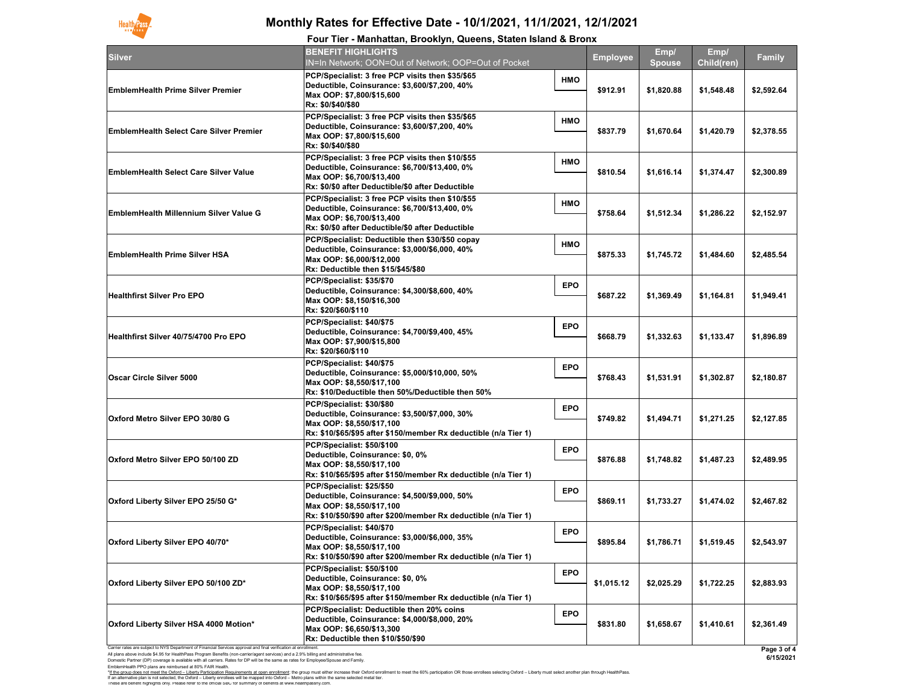# Monthly Rates for Effective Date - 10/1/2021, 11/1/2021, 12/1/2021

## Four Tier - Manhattan, Brooklyn, Queens, Staten Island & Bronx

| Silver | BENEFIT HIGHLIGHTS<br>IN=In Network; OON=Out of Network; OOP=Out of Pocket | | Employee | Emp/ Spouse | Emp/ Child(ren) | Family |
|---|---|---|---|---|---|---|
| EmblemHealth Prime Silver Premier | PCP/Specialist: 3 free PCP visits then $35/$65<br>Deductible, Coinsurance: $3,600/$7,200, 40%<br>Max OOP: $7,800/$15,600<br>Rx: $0/$40/$80 | HMO | $912.91 | $1,820.88 | $1,548.48 | $2,592.64 |
| EmblemHealth Select Care Silver Premier | PCP/Specialist: 3 free PCP visits then $35/$65<br>Deductible, Coinsurance: $3,600/$7,200, 40%<br>Max OOP: $7,800/$15,600<br>Rx: $0/$40/$80 | HMO | $837.79 | $1,670.64 | $1,420.79 | $2,378.55 |
| EmblemHealth Select Care Silver Value | PCP/Specialist: 3 free PCP visits then $10/$55<br>Deductible, Coinsurance: $6,700/$13,400, 0%<br>Max OOP: $6,700/$13,400<br>Rx: $0/$0 after Deductible/$0 after Deductible | HMO | $810.54 | $1,616.14 | $1,374.47 | $2,300.89 |
| EmblemHealth Millennium Silver Value G | PCP/Specialist: 3 free PCP visits then $10/$55<br>Deductible, Coinsurance: $6,700/$13,400, 0%<br>Max OOP: $6,700/$13,400<br>Rx: $0/$0 after Deductible/$0 after Deductible | HMO | $758.64 | $1,512.34 | $1,286.22 | $2,152.97 |
| EmblemHealth Prime Silver HSA | PCP/Specialist: Deductible then $30/$50 copay<br>Deductible, Coinsurance: $3,000/$6,000, 40%<br>Max OOP: $6,000/$12,000<br>Rx: Deductible then $15/$45/$80 | HMO | $875.33 | $1,745.72 | $1,484.60 | $2,485.54 |
| Healthfirst Silver Pro EPO | PCP/Specialist: $35/$70<br>Deductible, Coinsurance: $4,300/$8,600, 40%<br>Max OOP: $8,150/$16,300<br>Rx: $20/$60/$110 | EPO | $687.22 | $1,369.49 | $1,164.81 | $1,949.41 |
| Healthfirst Silver 40/75/4700 Pro EPO | PCP/Specialist: $40/$75<br>Deductible, Coinsurance: $4,700/$9,400, 45%<br>Max OOP: $7,900/$15,800<br>Rx: $20/$60/$110 | EPO | $668.79 | $1,332.63 | $1,133.47 | $1,896.89 |
| Oscar Circle Silver 5000 | PCP/Specialist: $40/$75<br>Deductible, Coinsurance: $5,000/$10,000, 50%<br>Max OOP: $8,550/$17,100<br>Rx: $10/Deductible then 50%/Deductible then 50% | EPO | $768.43 | $1,531.91 | $1,302.87 | $2,180.87 |
| Oxford Metro Silver EPO 30/80 G | PCP/Specialist: $30/$80<br>Deductible, Coinsurance: $3,500/$7,000, 30%<br>Max OOP: $8,550/$17,100<br>Rx: $10/$65/$95 after $150/member Rx deductible (n/a Tier 1) | EPO | $749.82 | $1,494.71 | $1,271.25 | $2,127.85 |
| Oxford Metro Silver EPO 50/100 ZD | PCP/Specialist: $50/$100<br>Deductible, Coinsurance: $0, 0%<br>Max OOP: $8,550/$17,100<br>Rx: $10/$65/$95 after $150/member Rx deductible (n/a Tier 1) | EPO | $876.88 | $1,748.82 | $1,487.23 | $2,489.95 |
| Oxford Liberty Silver EPO 25/50 G* | PCP/Specialist: $25/$50<br>Deductible, Coinsurance: $4,500/$9,000, 50%<br>Max OOP: $8,550/$17,100<br>Rx: $10/$50/$90 after $200/member Rx deductible (n/a Tier 1) | EPO | $869.11 | $1,733.27 | $1,474.02 | $2,467.82 |
| Oxford Liberty Silver EPO 40/70* | PCP/Specialist: $40/$70<br>Deductible, Coinsurance: $3,000/$6,000, 35%<br>Max OOP: $8,550/$17,100<br>Rx: $10/$50/$90 after $200/member Rx deductible (n/a Tier 1) | EPO | $895.84 | $1,786.71 | $1,519.45 | $2,543.97 |
| Oxford Liberty Silver EPO 50/100 ZD* | PCP/Specialist: $50/$100<br>Deductible, Coinsurance: $0, 0%<br>Max OOP: $8,550/$17,100<br>Rx: $10/$65/$95 after $150/member Rx deductible (n/a Tier 1) | EPO | $1,015.12 | $2,025.29 | $1,722.25 | $2,883.93 |
| Oxford Liberty Silver HSA 4000 Motion* | PCP/Specialist: Deductible then 20% coins<br>Deductible, Coinsurance: $4,000/$8,000, 20%<br>Max OOP: $6,650/$13,300<br>Rx: Deductible then $10/$50/$90 | EPO | $831.80 | $1,658.67 | $1,410.61 | $2,361.49 |

Carrier rates are subject to NYS Department of Financial Services approval and final verification at enrollment.
All plans above include $4.95 for HealthPass Program Benefits (non-carrier/agent services) and a 2.9% billing and administrative fee.
Domestic Partner (DP) coverage is available with all carriers. Rates for DP will be the same as rates for Employee/Spouse and Family.
EmblemHealth PPO plans are reimbursed at 80% FAIR Health.
*If the group does not meet the Oxford – Liberty Participation Requirements at open enrollment: the group must either increase their Oxford enrollment to meet the 60% participation OR those enrollees selecting Oxford – Liberty must select another plan through HealthPass.
If an alternative plan is not selected, the Oxford – Liberty enrollees will be mapped into Oxford – Metro plans within the same selected metal tier.
These are benefit highlights only. Please refer to the official SBC for summary of benefits at www.healthpassny.com.

6/15/2021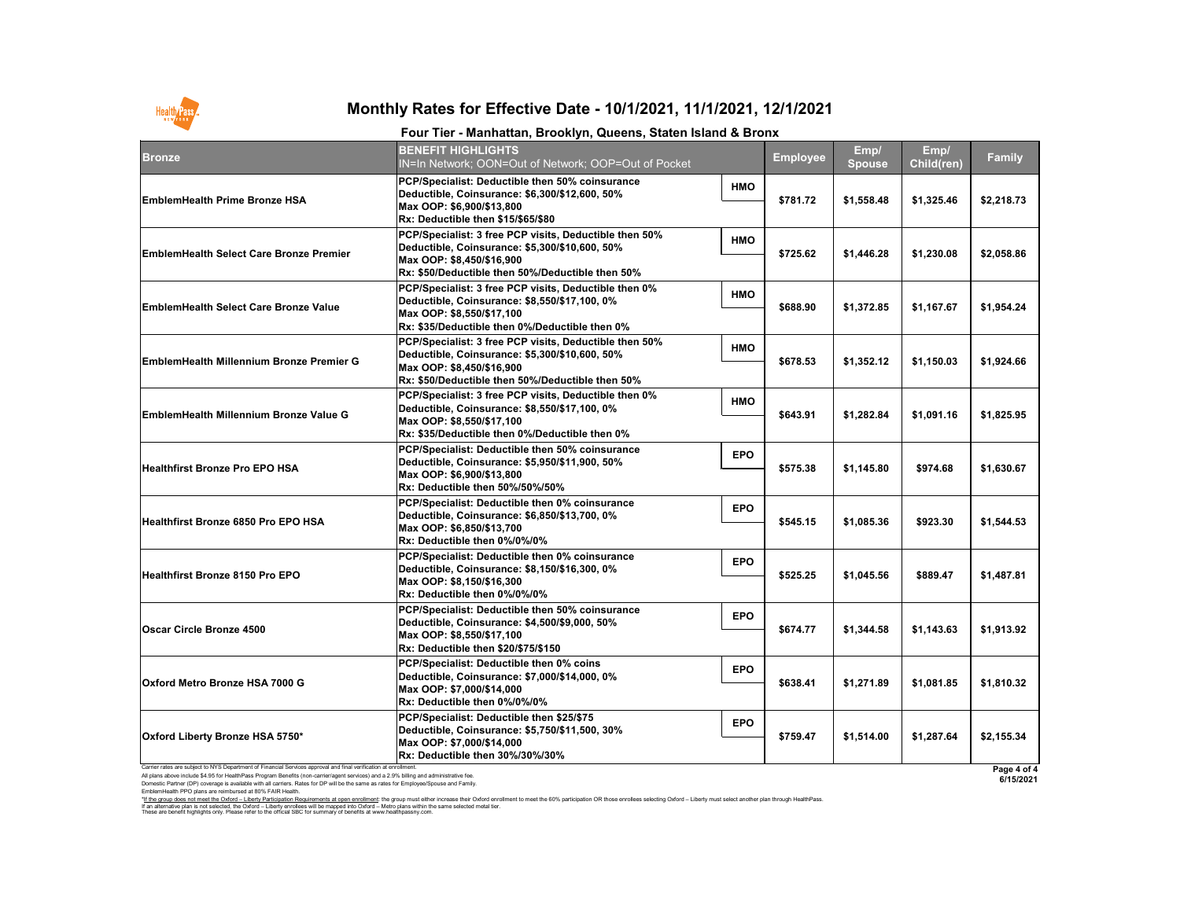# Monthly Rates for Effective Date - 10/1/2021, 11/1/2021, 12/1/2021

## Four Tier - Manhattan, Brooklyn, Queens, Staten Island & Bronx

| Bronze | BENEFIT HIGHLIGHTS IN=In Network; OON=Out of Network; OOP=Out of Pocket | | Employee | Emp/ Spouse | Emp/ Child(ren) | Family |
|---|---|---|---|---|---|---|
| EmblemHealth Prime Bronze HSA | PCP/Specialist: Deductible then 50% coinsurance<br>Deductible, Coinsurance: $6,300/$12,600, 50%<br>Max OOP: $6,900/$13,800<br>Rx: Deductible then $15/$65/$80 | HMO | $781.72 | $1,558.48 | $1,325.46 | $2,218.73 |
| EmblemHealth Select Care Bronze Premier | PCP/Specialist: 3 free PCP visits, Deductible then 50%<br>Deductible, Coinsurance: $5,300/$10,600, 50%<br>Max OOP: $8,450/$16,900<br>Rx: $50/Deductible then 50%/Deductible then 50% | HMO | $725.62 | $1,446.28 | $1,230.08 | $2,058.86 |
| EmblemHealth Select Care Bronze Value | PCP/Specialist: 3 free PCP visits, Deductible then 0%<br>Deductible, Coinsurance: $8,550/$17,100, 0%<br>Max OOP: $8,550/$17,100<br>Rx: $35/Deductible then 0%/Deductible then 0% | HMO | $688.90 | $1,372.85 | $1,167.67 | $1,954.24 |
| EmblemHealth Millennium Bronze Premier G | PCP/Specialist: 3 free PCP visits, Deductible then 50%<br>Deductible, Coinsurance: $5,300/$10,600, 50%<br>Max OOP: $8,450/$16,900<br>Rx: $50/Deductible then 50%/Deductible then 50% | HMO | $678.53 | $1,352.12 | $1,150.03 | $1,924.66 |
| EmblemHealth Millennium Bronze Value G | PCP/Specialist: 3 free PCP visits, Deductible then 0%<br>Deductible, Coinsurance: $8,550/$17,100, 0%<br>Max OOP: $8,550/$17,100<br>Rx: $35/Deductible then 0%/Deductible then 0% | HMO | $643.91 | $1,282.84 | $1,091.16 | $1,825.95 |
| Healthfirst Bronze Pro EPO HSA | PCP/Specialist: Deductible then 50% coinsurance<br>Deductible, Coinsurance: $5,950/$11,900, 50%<br>Max OOP: $6,900/$13,800<br>Rx: Deductible then 50%/50%/50% | EPO | $575.38 | $1,145.80 | $974.68 | $1,630.67 |
| Healthfirst Bronze 6850 Pro EPO HSA | PCP/Specialist: Deductible then 0% coinsurance<br>Deductible, Coinsurance: $6,850/$13,700, 0%<br>Max OOP: $6,850/$13,700<br>Rx: Deductible then 0%/0%/0% | EPO | $545.15 | $1,085.36 | $923.30 | $1,544.53 |
| Healthfirst Bronze 8150 Pro EPO | PCP/Specialist: Deductible then 0% coinsurance<br>Deductible, Coinsurance: $8,150/$16,300, 0%<br>Max OOP: $8,150/$16,300<br>Rx: Deductible then 0%/0%/0% | EPO | $525.25 | $1,045.56 | $889.47 | $1,487.81 |
| Oscar Circle Bronze 4500 | PCP/Specialist: Deductible then 50% coinsurance<br>Deductible, Coinsurance: $4,500/$9,000, 50%<br>Max OOP: $8,550/$17,100<br>Rx: Deductible then $20/$75/$150 | EPO | $674.77 | $1,344.58 | $1,143.63 | $1,913.92 |
| Oxford Metro Bronze HSA 7000 G | PCP/Specialist: Deductible then 0% coins<br>Deductible, Coinsurance: $7,000/$14,000, 0%<br>Max OOP: $7,000/$14,000<br>Rx: Deductible then 0%/0%/0% | EPO | $638.41 | $1,271.89 | $1,081.85 | $1,810.32 |
| Oxford Liberty Bronze HSA 5750* | PCP/Specialist: Deductible then $25/$75<br>Deductible, Coinsurance: $5,750/$11,500, 30%<br>Max OOP: $7,000/$14,000<br>Rx: Deductible then 30%/30%/30% | EPO | $759.47 | $1,514.00 | $1,287.64 | $2,155.34 |

Carrier rates are subject to NYS Department of Financial Services approval and final verification at enrollment.
All plans above include $4.95 for HealthPass Program Benefits (non-carrier/agent services) and a 2.9% billing and administrative fee.
Domestic Partner (DP) coverage is available with all carriers. Rates for DP will be the same as rates for Employee/Spouse and Family.
EmblemHealth PPO plans are reimbursed at 80% FAIR Health.
*If the group does not meet the Oxford – Liberty Participation Requirements at open enrollment: the group must either increase their Oxford enrollment to meet the 60% participation OR those enrollees selecting Oxford – Liberty must select another plan through HealthPass.
If an alternative plan is not selected, the Oxford – Liberty enrollees will be mapped into Oxford – Metro plans within the same selected metal tier.
These are benefit highlights only. Please refer to the official SBC for summary of benefits at www.healthpassny.com.

6/15/2021